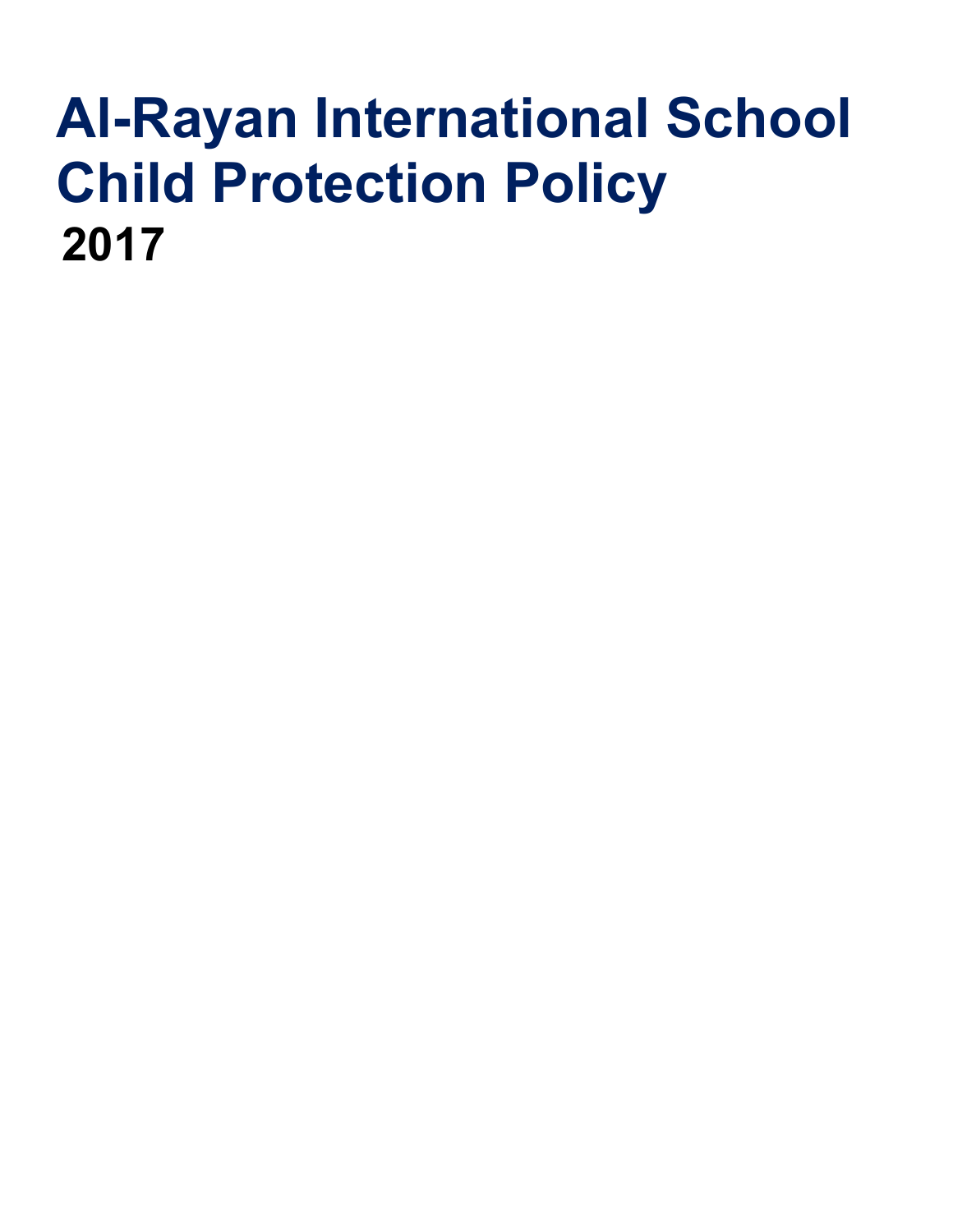# Al-Rayan International School Child Protection Policy

**2017**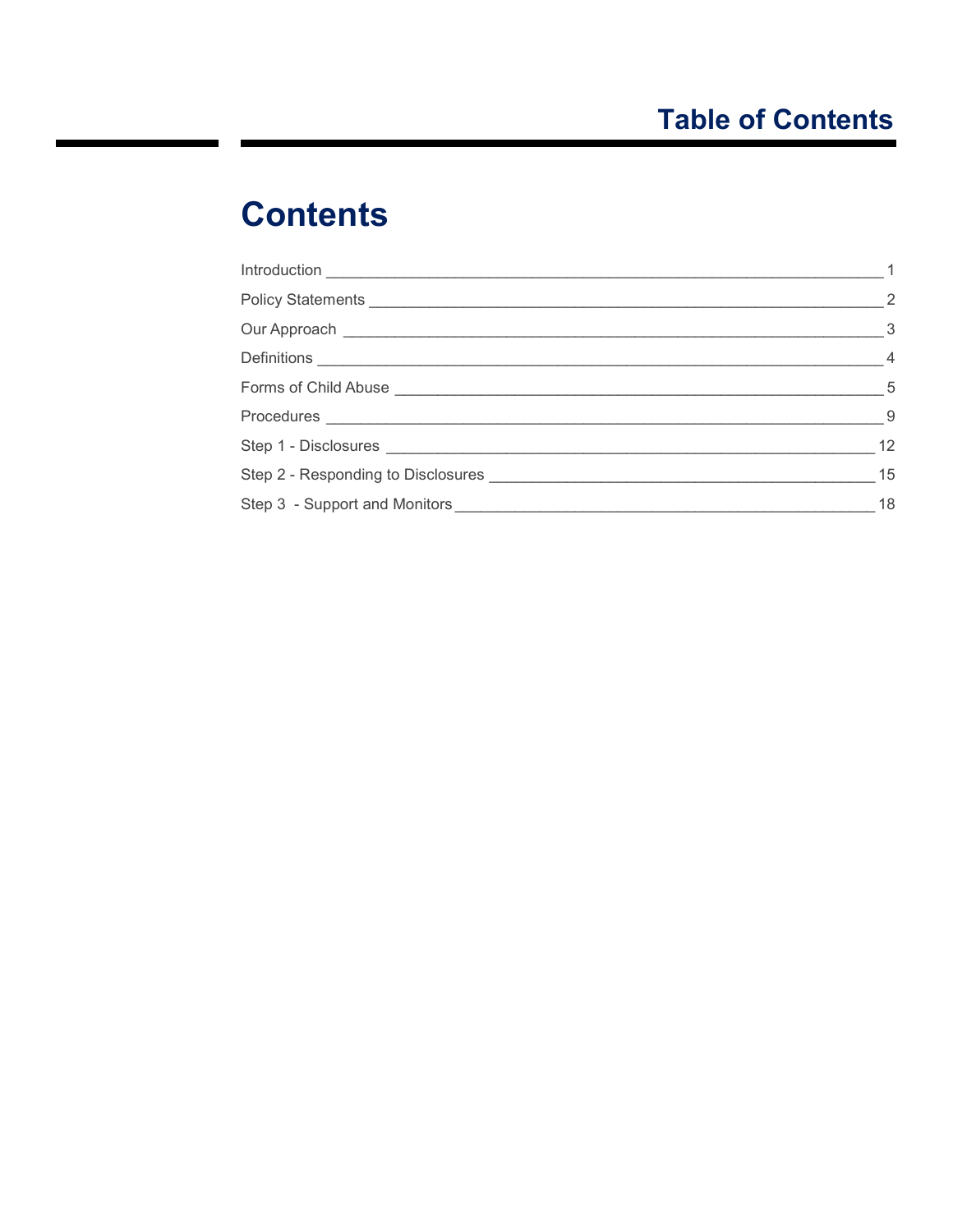# Table of Contents

## Contents

Introduction _____ 1

Policy Statements _____ 2

Our Approach _____ 3

Definitions _____ 4

Forms of Child Abuse _____ 5

Procedures _____ 9

Step 1 - Disclosures _____ 12

Step 2 - Responding to Disclosures _____ 15

Step 3 - Support and Monitors _____ 18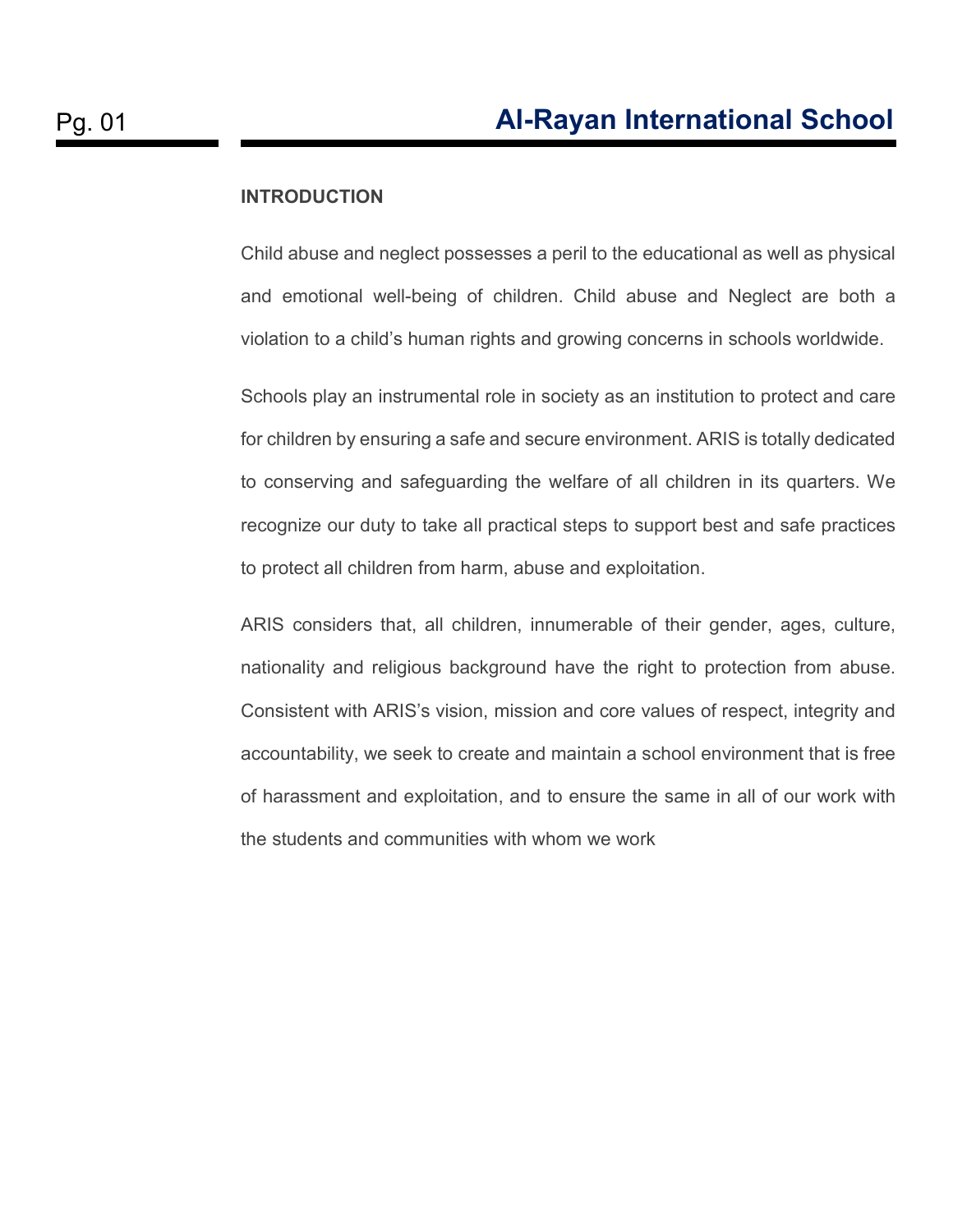## INTRODUCTION

Child abuse and neglect possesses a peril to the educational as well as physical and emotional well-being of children. Child abuse and Neglect are both a violation to a child's human rights and growing concerns in schools worldwide.

Schools play an instrumental role in society as an institution to protect and care for children by ensuring a safe and secure environment. ARIS is totally dedicated to conserving and safeguarding the welfare of all children in its quarters. We recognize our duty to take all practical steps to support best and safe practices to protect all children from harm, abuse and exploitation.

ARIS considers that, all children, innumerable of their gender, ages, culture, nationality and religious background have the right to protection from abuse. Consistent with ARIS's vision, mission and core values of respect, integrity and accountability, we seek to create and maintain a school environment that is free of harassment and exploitation, and to ensure the same in all of our work with the students and communities with whom we work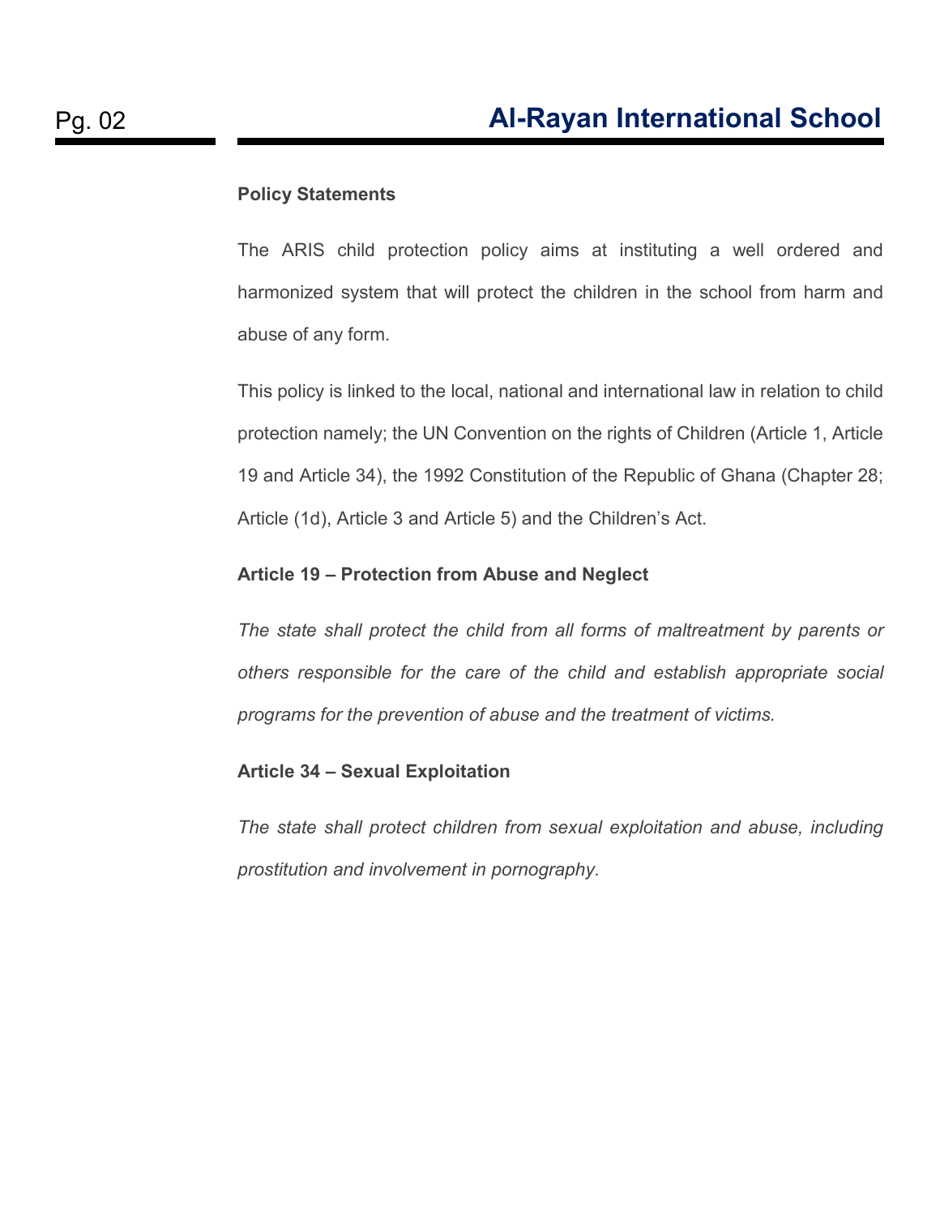**Policy Statements**

The ARIS child protection policy aims at instituting a well ordered and harmonized system that will protect the children in the school from harm and abuse of any form.

This policy is linked to the local, national and international law in relation to child protection namely; the UN Convention on the rights of Children (Article 1, Article 19 and Article 34), the 1992 Constitution of the Republic of Ghana (Chapter 28; Article (1d), Article 3 and Article 5) and the Children's Act.

**Article 19 – Protection from Abuse and Neglect**

*The state shall protect the child from all forms of maltreatment by parents or others responsible for the care of the child and establish appropriate social programs for the prevention of abuse and the treatment of victims.*

**Article 34 – Sexual Exploitation**

*The state shall protect children from sexual exploitation and abuse, including prostitution and involvement in pornography.*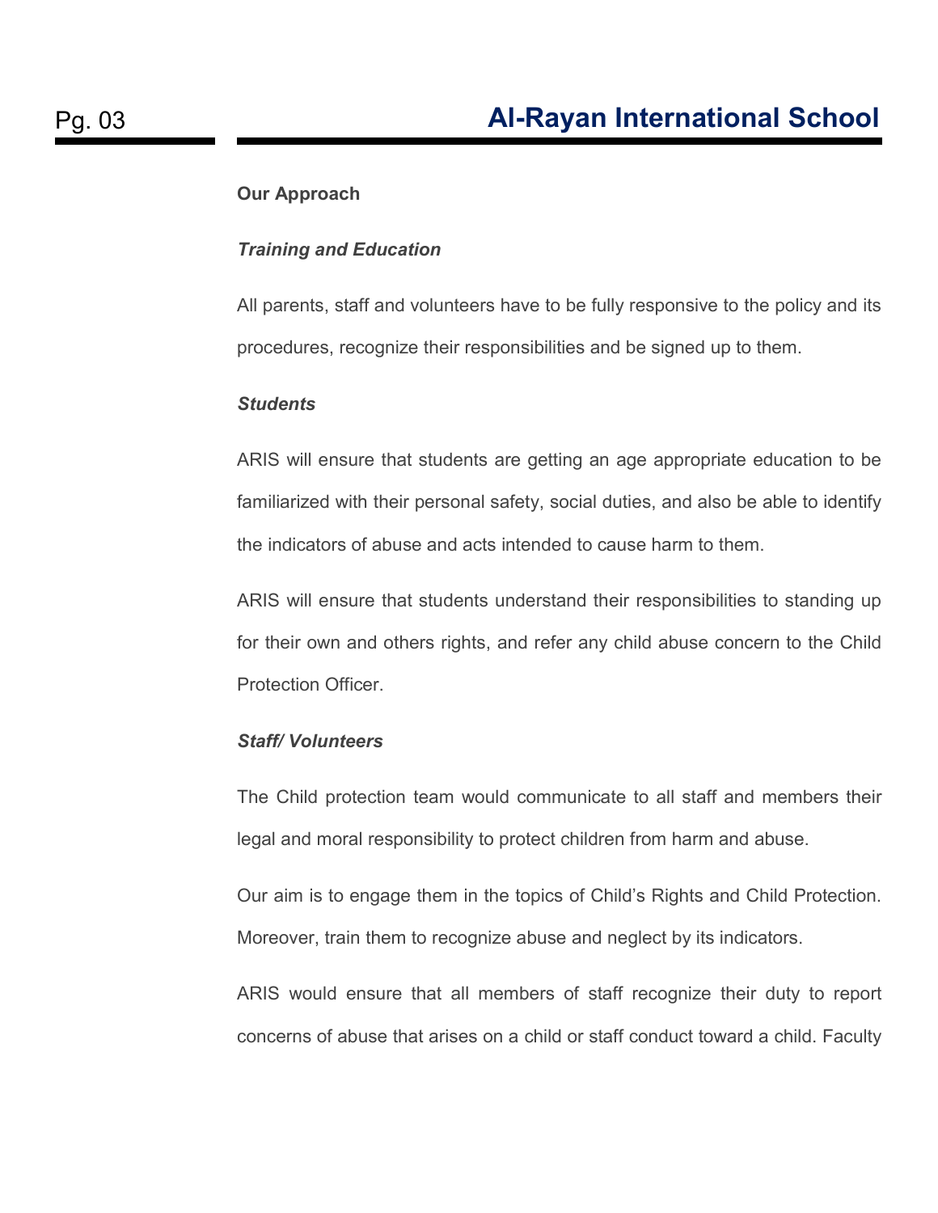**Our Approach**

***Training and Education***

All parents, staff and volunteers have to be fully responsive to the policy and its procedures, recognize their responsibilities and be signed up to them.

***Students***

ARIS will ensure that students are getting an age appropriate education to be familiarized with their personal safety, social duties, and also be able to identify the indicators of abuse and acts intended to cause harm to them.

ARIS will ensure that students understand their responsibilities to standing up for their own and others rights, and refer any child abuse concern to the Child Protection Officer.

***Staff/ Volunteers***

The Child protection team would communicate to all staff and members their legal and moral responsibility to protect children from harm and abuse.

Our aim is to engage them in the topics of Child's Rights and Child Protection. Moreover, train them to recognize abuse and neglect by its indicators.

ARIS would ensure that all members of staff recognize their duty to report concerns of abuse that arises on a child or staff conduct toward a child. Faculty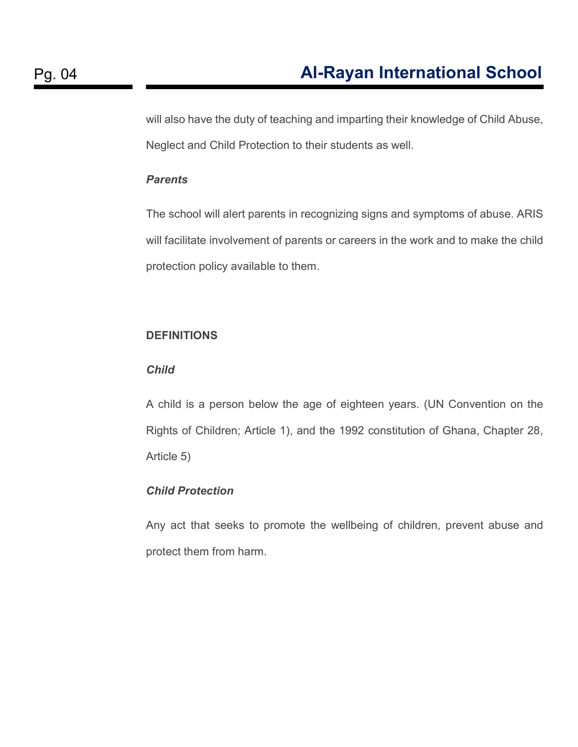will also have the duty of teaching and imparting their knowledge of Child Abuse, Neglect and Child Protection to their students as well.

***Parents***

The school will alert parents in recognizing signs and symptoms of abuse. ARIS will facilitate involvement of parents or careers in the work and to make the child protection policy available to them.

**DEFINITIONS**

***Child***

A child is a person below the age of eighteen years. (UN Convention on the Rights of Children; Article 1), and the 1992 constitution of Ghana, Chapter 28, Article 5)

***Child Protection***

Any act that seeks to promote the wellbeing of children, prevent abuse and protect them from harm.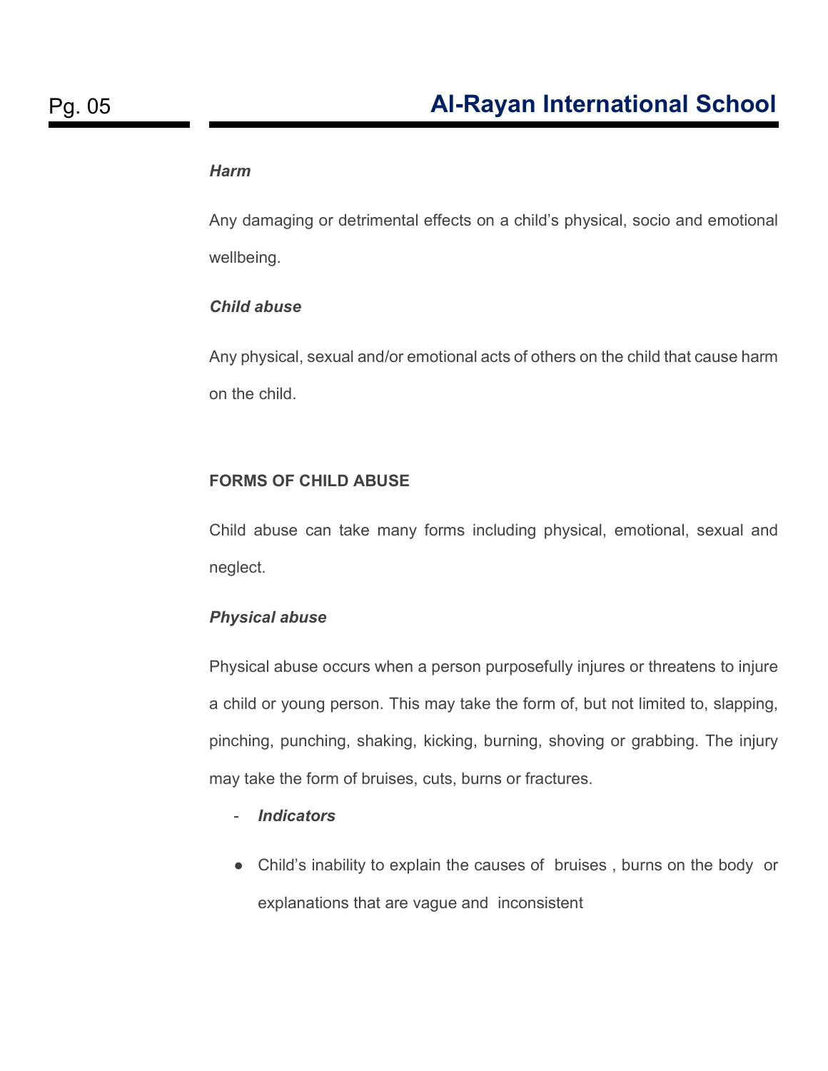***Harm***

Any damaging or detrimental effects on a child's physical, socio and emotional wellbeing.

***Child abuse***

Any physical, sexual and/or emotional acts of others on the child that cause harm on the child.

**FORMS OF CHILD ABUSE**

Child abuse can take many forms including physical, emotional, sexual and neglect.

***Physical abuse***

Physical abuse occurs when a person purposefully injures or threatens to injure a child or young person. This may take the form of, but not limited to, slapping, pinching, punching, shaking, kicking, burning, shoving or grabbing. The injury may take the form of bruises, cuts, burns or fractures.

- ***Indicators***

- Child's inability to explain the causes of bruises , burns on the body or explanations that are vague and inconsistent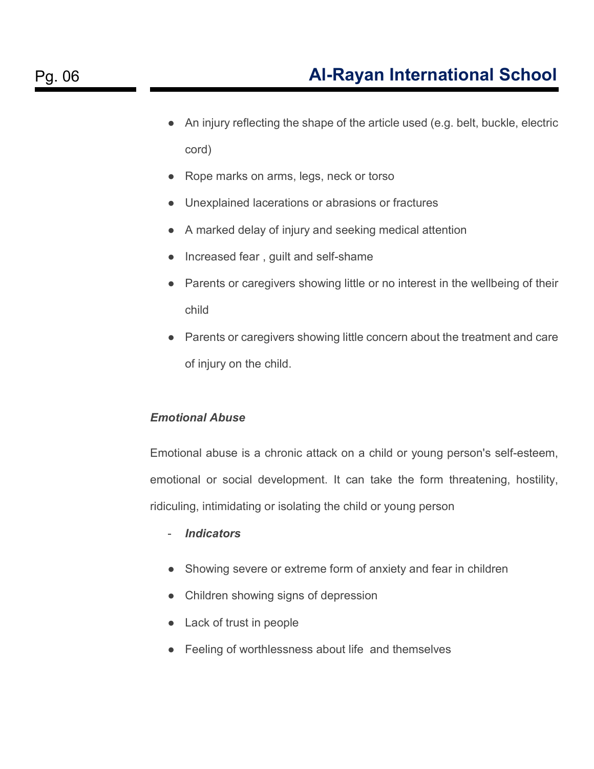- An injury reflecting the shape of the article used (e.g. belt, buckle, electric cord)
- Rope marks on arms, legs, neck or torso
- Unexplained lacerations or abrasions or fractures
- A marked delay of injury and seeking medical attention
- Increased fear , guilt and self-shame
- Parents or caregivers showing little or no interest in the wellbeing of their child
- Parents or caregivers showing little concern about the treatment and care of injury on the child.

***Emotional Abuse***

Emotional abuse is a chronic attack on a child or young person's self-esteem, emotional or social development. It can take the form threatening, hostility, ridiculing, intimidating or isolating the child or young person

- ***Indicators***

- Showing severe or extreme form of anxiety and fear in children
- Children showing signs of depression
- Lack of trust in people
- Feeling of worthlessness about life and themselves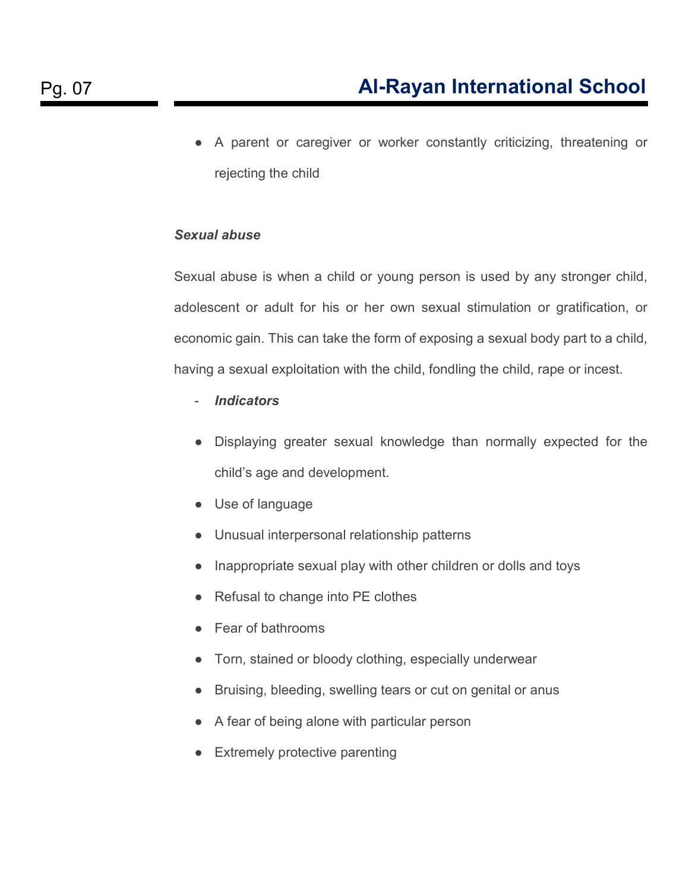- A parent or caregiver or worker constantly criticizing, threatening or rejecting the child

***Sexual abuse***

Sexual abuse is when a child or young person is used by any stronger child, adolescent or adult for his or her own sexual stimulation or gratification, or economic gain. This can take the form of exposing a sexual body part to a child, having a sexual exploitation with the child, fondling the child, rape or incest.

- ***Indicators***

- Displaying greater sexual knowledge than normally expected for the child's age and development.
- Use of language
- Unusual interpersonal relationship patterns
- Inappropriate sexual play with other children or dolls and toys
- Refusal to change into PE clothes
- Fear of bathrooms
- Torn, stained or bloody clothing, especially underwear
- Bruising, bleeding, swelling tears or cut on genital or anus
- A fear of being alone with particular person
- Extremely protective parenting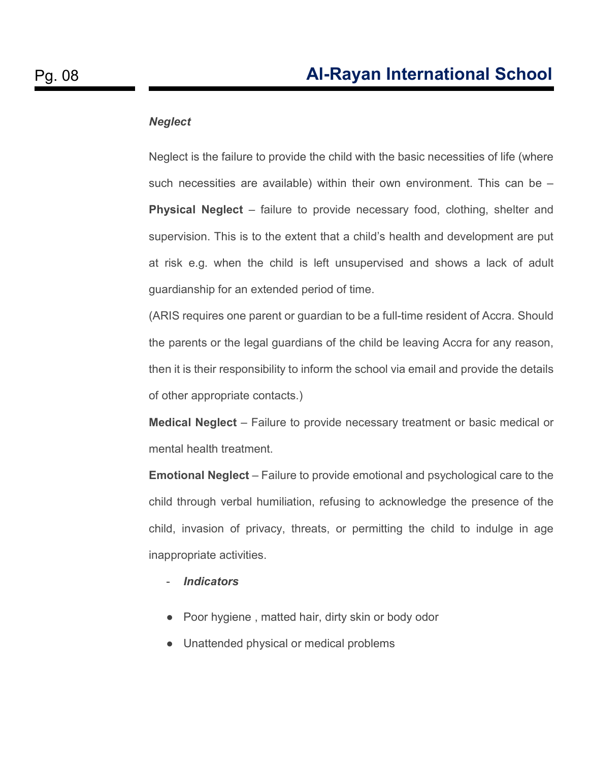*Neglect*

Neglect is the failure to provide the child with the basic necessities of life (where such necessities are available) within their own environment. This can be –

**Physical Neglect** – failure to provide necessary food, clothing, shelter and supervision. This is to the extent that a child's health and development are put at risk e.g. when the child is left unsupervised and shows a lack of adult guardianship for an extended period of time.

(ARIS requires one parent or guardian to be a full-time resident of Accra. Should the parents or the legal guardians of the child be leaving Accra for any reason, then it is their responsibility to inform the school via email and provide the details of other appropriate contacts.)

**Medical Neglect** – Failure to provide necessary treatment or basic medical or mental health treatment.

**Emotional Neglect** – Failure to provide emotional and psychological care to the child through verbal humiliation, refusing to acknowledge the presence of the child, invasion of privacy, threats, or permitting the child to indulge in age inappropriate activities.

- ***Indicators***

- Poor hygiene , matted hair, dirty skin or body odor
- Unattended physical or medical problems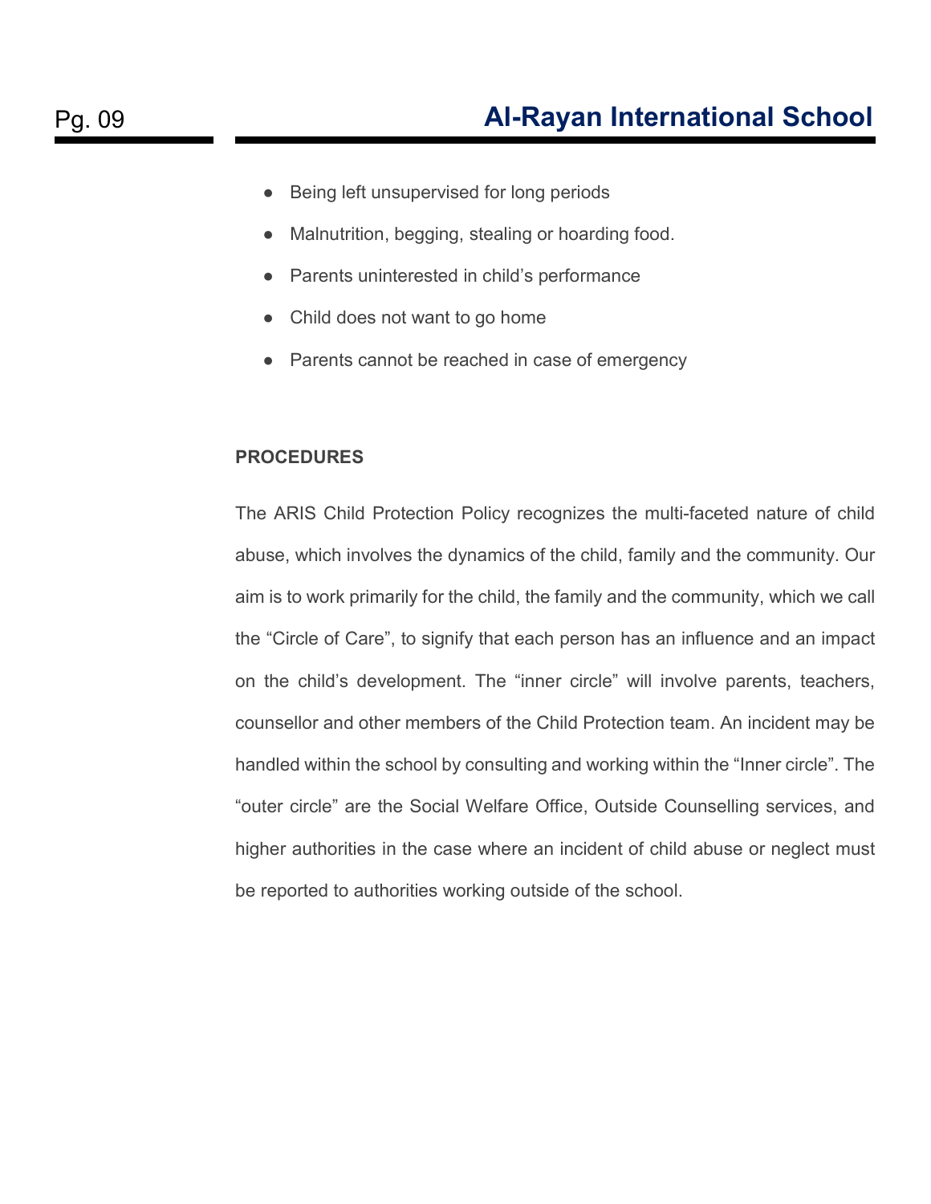- Being left unsupervised for long periods
- Malnutrition, begging, stealing or hoarding food.
- Parents uninterested in child's performance
- Child does not want to go home
- Parents cannot be reached in case of emergency

**PROCEDURES**

The ARIS Child Protection Policy recognizes the multi-faceted nature of child abuse, which involves the dynamics of the child, family and the community. Our aim is to work primarily for the child, the family and the community, which we call the "Circle of Care", to signify that each person has an influence and an impact on the child's development. The "inner circle" will involve parents, teachers, counsellor and other members of the Child Protection team. An incident may be handled within the school by consulting and working within the "Inner circle". The "outer circle" are the Social Welfare Office, Outside Counselling services, and higher authorities in the case where an incident of child abuse or neglect must be reported to authorities working outside of the school.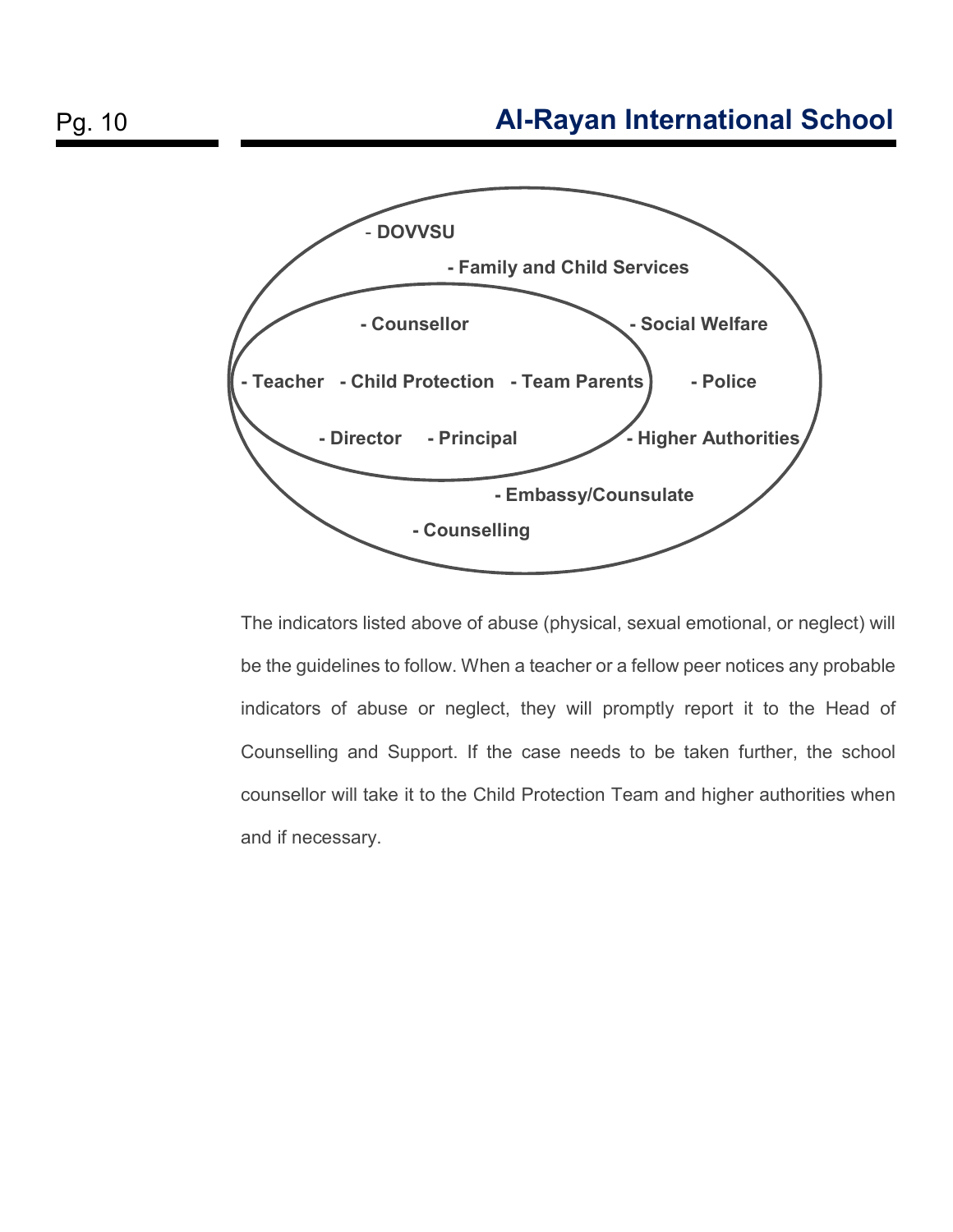- DOVVSU
- Family and Child Services
- Counsellor
- Social Welfare
- Teacher
- Child Protection
- Team Parents
- Police
- Director
- Principal
- Higher Authorities
- Embassy/Counsulate
- Counselling

The indicators listed above of abuse (physical, sexual emotional, or neglect) will be the guidelines to follow. When a teacher or a fellow peer notices any probable indicators of abuse or neglect, they will promptly report it to the Head of Counselling and Support. If the case needs to be taken further, the school counsellor will take it to the Child Protection Team and higher authorities when and if necessary.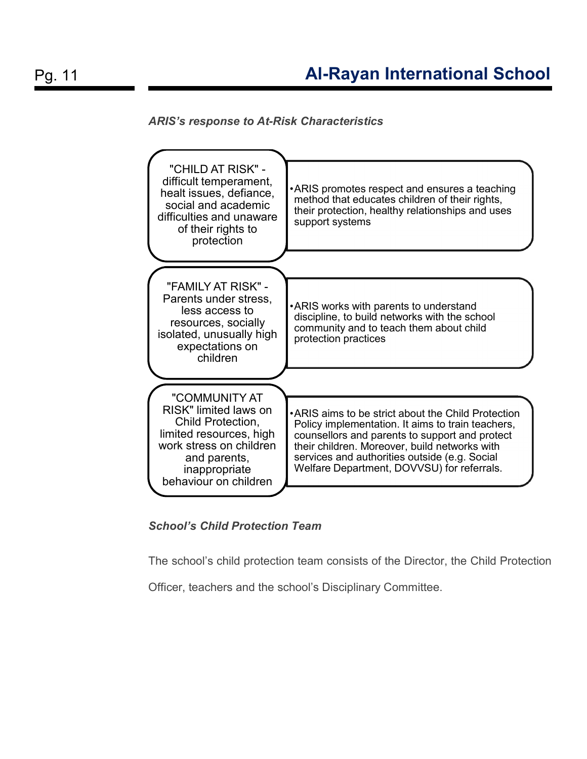***ARIS's response to At-Risk Characteristics***

| | |
|---|---|
| "CHILD AT RISK" - difficult temperament, healt issues, defiance, social and academic difficulties and unaware of their rights to protection | •ARIS promotes respect and ensures a teaching method that educates children of their rights, their protection, healthy relationships and uses support systems |
| "FAMILY AT RISK" - Parents under stress, less access to resources, socially isolated, unusually high expectations on children | •ARIS works with parents to understand discipline, to build networks with the school community and to teach them about child protection practices |
| "COMMUNITY AT RISK" limited laws on Child Protection, limited resources, high work stress on children and parents, inappropriate behaviour on children | •ARIS aims to be strict about the Child Protection Policy implementation. It aims to train teachers, counsellors and parents to support and protect their children. Moreover, build networks with services and authorities outside (e.g. Social Welfare Department, DOVVSU) for referrals. |

***School's Child Protection Team***

The school's child protection team consists of the Director, the Child Protection Officer, teachers and the school's Disciplinary Committee.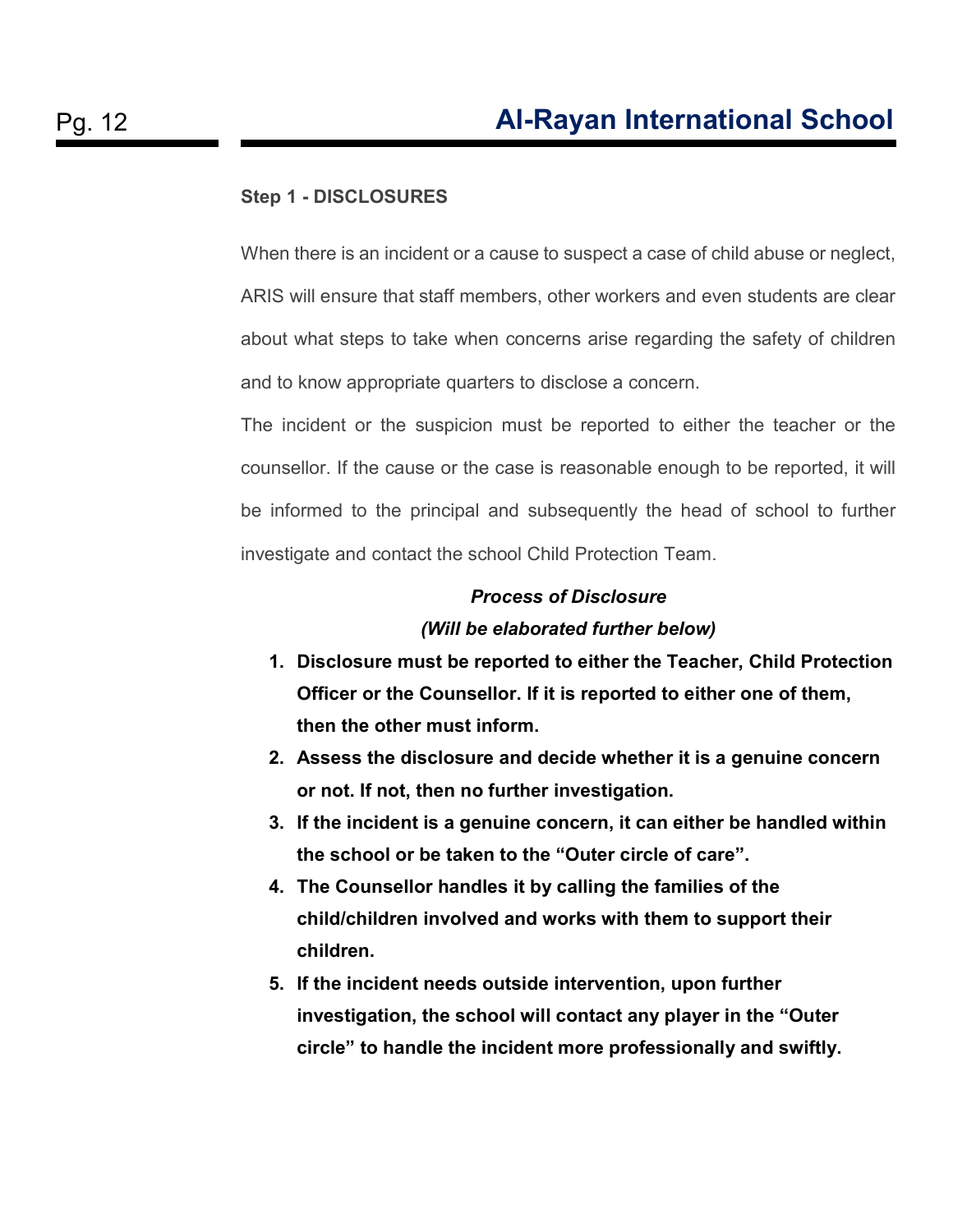**Step 1 - DISCLOSURES**

When there is an incident or a cause to suspect a case of child abuse or neglect, ARIS will ensure that staff members, other workers and even students are clear about what steps to take when concerns arise regarding the safety of children and to know appropriate quarters to disclose a concern.

The incident or the suspicion must be reported to either the teacher or the counsellor. If the cause or the case is reasonable enough to be reported, it will be informed to the principal and subsequently the head of school to further investigate and contact the school Child Protection Team.

***Process of Disclosure***
***(Will be elaborated further below)***

1. **Disclosure must be reported to either the Teacher, Child Protection Officer or the Counsellor. If it is reported to either one of them, then the other must inform.**
2. **Assess the disclosure and decide whether it is a genuine concern or not. If not, then no further investigation.**
3. **If the incident is a genuine concern, it can either be handled within the school or be taken to the "Outer circle of care".**
4. **The Counsellor handles it by calling the families of the child/children involved and works with them to support their children.**
5. **If the incident needs outside intervention, upon further investigation, the school will contact any player in the "Outer circle" to handle the incident more professionally and swiftly.**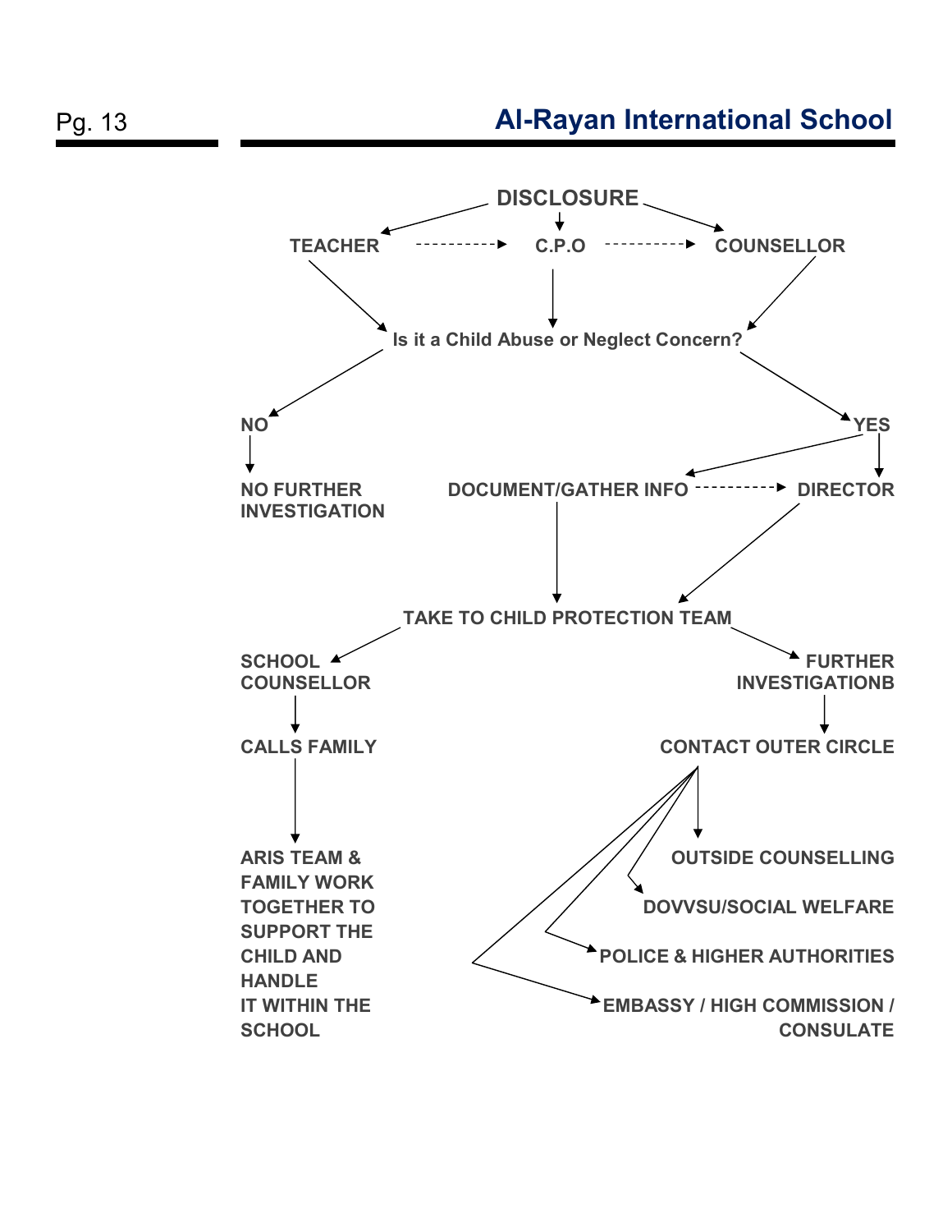DISCLOSURE

TEACHER ----------> C.P.O ----------> COUNSELLOR

Is it a Child Abuse or Neglect Concern?

NO

NO FURTHER INVESTIGATION

YES

DOCUMENT/GATHER INFO ----------> DIRECTOR

TAKE TO CHILD PROTECTION TEAM

SCHOOL COUNSELLOR

CALLS FAMILY

ARIS TEAM & FAMILY WORK TOGETHER TO SUPPORT THE CHILD AND HANDLE IT WITHIN THE SCHOOL

FURTHER INVESTIGATIONB

CONTACT OUTER CIRCLE

OUTSIDE COUNSELLING

DOVVSU/SOCIAL WELFARE

POLICE & HIGHER AUTHORITIES

EMBASSY / HIGH COMMISSION / CONSULATE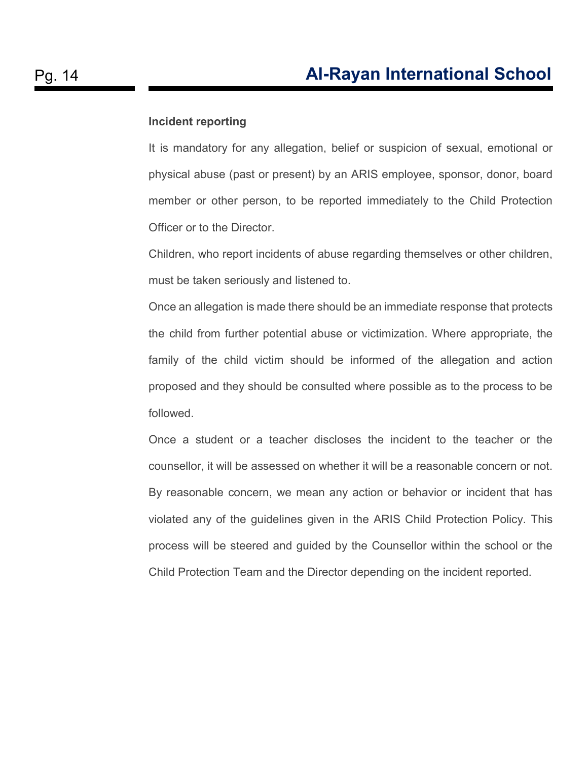**Incident reporting**

It is mandatory for any allegation, belief or suspicion of sexual, emotional or physical abuse (past or present) by an ARIS employee, sponsor, donor, board member or other person, to be reported immediately to the Child Protection Officer or to the Director.

Children, who report incidents of abuse regarding themselves or other children, must be taken seriously and listened to.

Once an allegation is made there should be an immediate response that protects the child from further potential abuse or victimization. Where appropriate, the family of the child victim should be informed of the allegation and action proposed and they should be consulted where possible as to the process to be followed.

Once a student or a teacher discloses the incident to the teacher or the counsellor, it will be assessed on whether it will be a reasonable concern or not. By reasonable concern, we mean any action or behavior or incident that has violated any of the guidelines given in the ARIS Child Protection Policy. This process will be steered and guided by the Counsellor within the school or the Child Protection Team and the Director depending on the incident reported.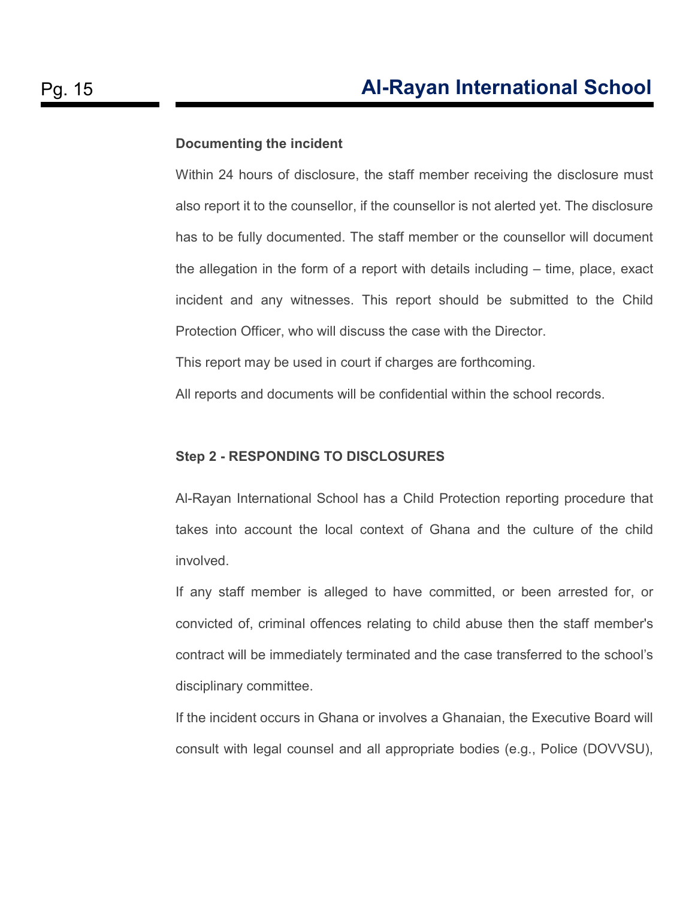**Documenting the incident**

Within 24 hours of disclosure, the staff member receiving the disclosure must also report it to the counsellor, if the counsellor is not alerted yet. The disclosure has to be fully documented. The staff member or the counsellor will document the allegation in the form of a report with details including – time, place, exact incident and any witnesses. This report should be submitted to the Child Protection Officer, who will discuss the case with the Director.

This report may be used in court if charges are forthcoming.

All reports and documents will be confidential within the school records.

**Step 2 - RESPONDING TO DISCLOSURES**

Al-Rayan International School has a Child Protection reporting procedure that takes into account the local context of Ghana and the culture of the child involved.

If any staff member is alleged to have committed, or been arrested for, or convicted of, criminal offences relating to child abuse then the staff member's contract will be immediately terminated and the case transferred to the school's disciplinary committee.

If the incident occurs in Ghana or involves a Ghanaian, the Executive Board will consult with legal counsel and all appropriate bodies (e.g., Police (DOVVSU),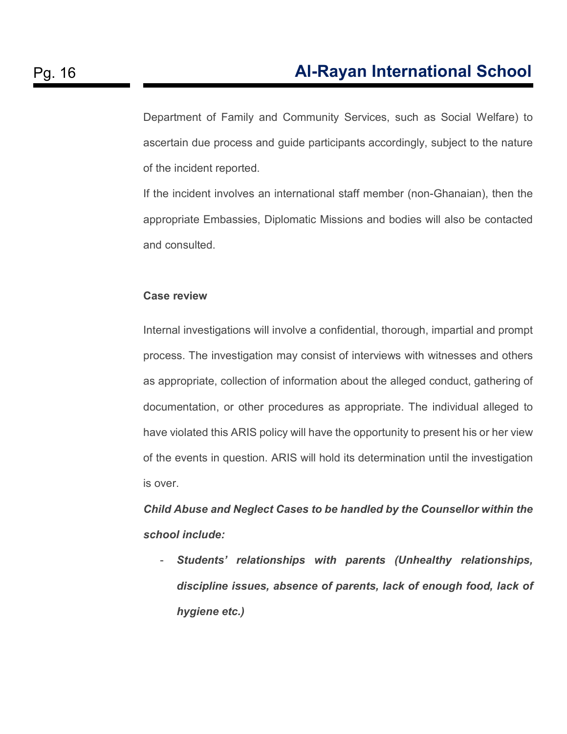Department of Family and Community Services, such as Social Welfare) to ascertain due process and guide participants accordingly, subject to the nature of the incident reported.

If the incident involves an international staff member (non-Ghanaian), then the appropriate Embassies, Diplomatic Missions and bodies will also be contacted and consulted.

**Case review**

Internal investigations will involve a confidential, thorough, impartial and prompt process. The investigation may consist of interviews with witnesses and others as appropriate, collection of information about the alleged conduct, gathering of documentation, or other procedures as appropriate. The individual alleged to have violated this ARIS policy will have the opportunity to present his or her view of the events in question. ARIS will hold its determination until the investigation is over.

***Child Abuse and Neglect Cases to be handled by the Counsellor within the school include:***

- ***Students' relationships with parents (Unhealthy relationships, discipline issues, absence of parents, lack of enough food, lack of hygiene etc.)***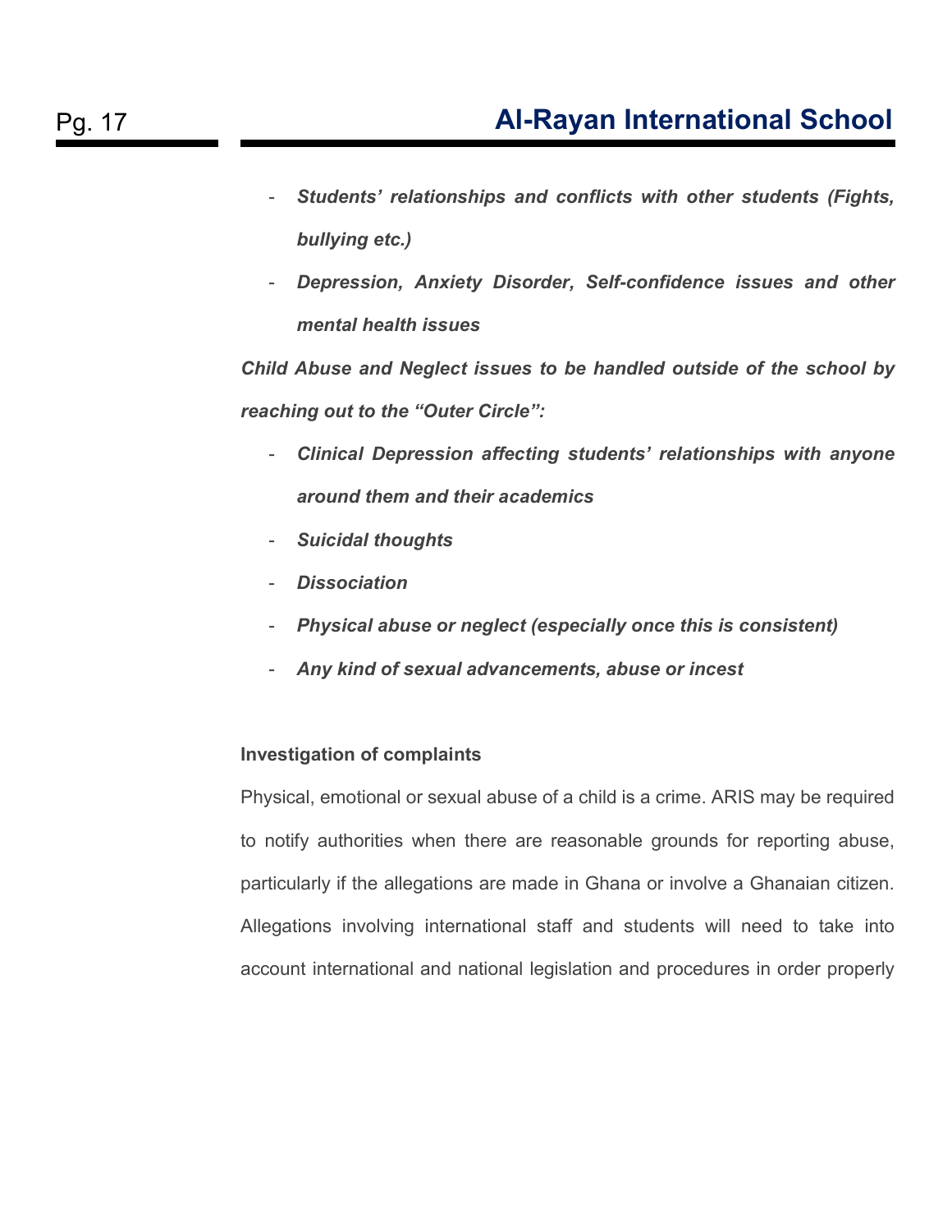- ***Students' relationships and conflicts with other students (Fights, bullying etc.)***
- ***Depression, Anxiety Disorder, Self-confidence issues and other mental health issues***

***Child Abuse and Neglect issues to be handled outside of the school by reaching out to the "Outer Circle":***

- ***Clinical Depression affecting students' relationships with anyone around them and their academics***
- ***Suicidal thoughts***
- ***Dissociation***
- ***Physical abuse or neglect (especially once this is consistent)***
- ***Any kind of sexual advancements, abuse or incest***

**Investigation of complaints**

Physical, emotional or sexual abuse of a child is a crime. ARIS may be required to notify authorities when there are reasonable grounds for reporting abuse, particularly if the allegations are made in Ghana or involve a Ghanaian citizen. Allegations involving international staff and students will need to take into account international and national legislation and procedures in order properly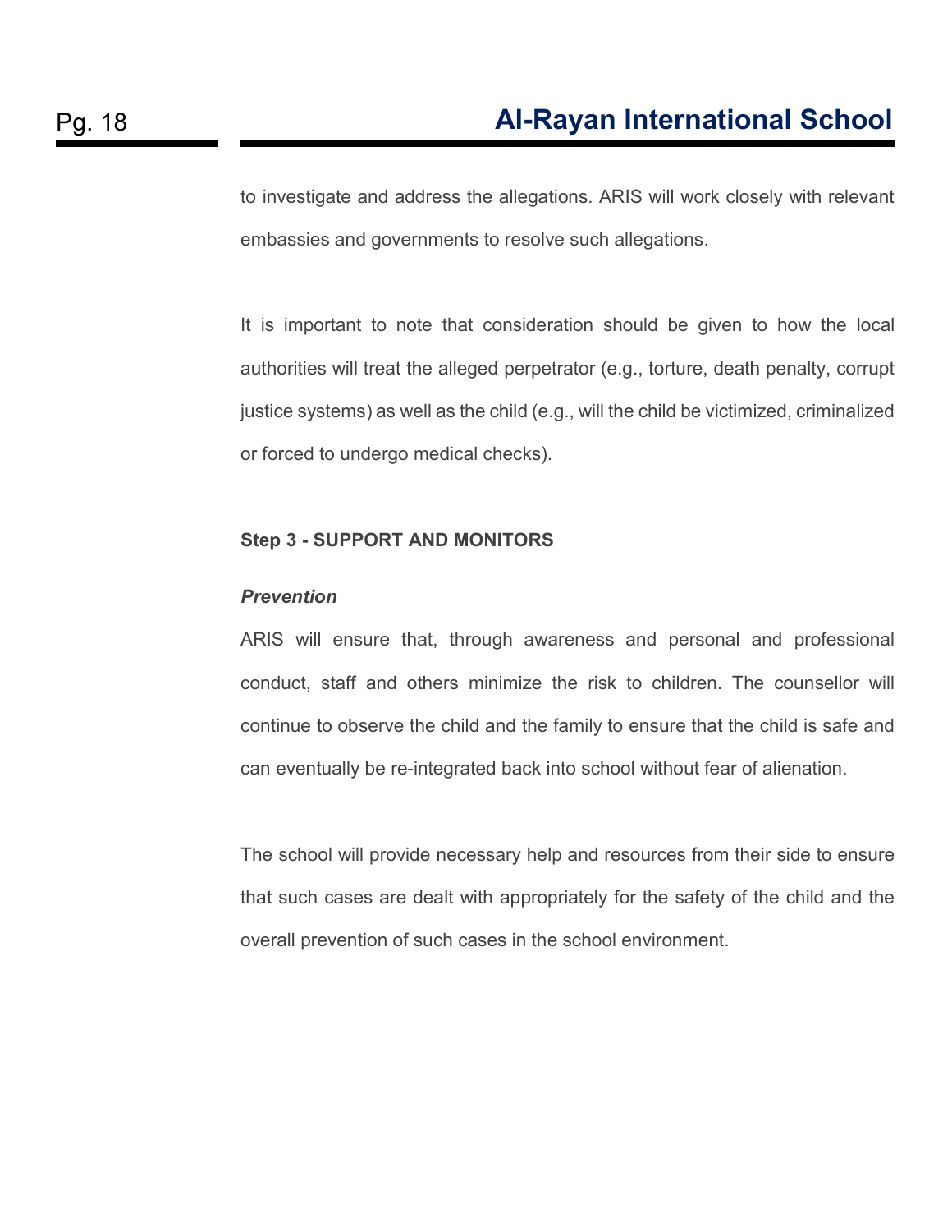to investigate and address the allegations. ARIS will work closely with relevant embassies and governments to resolve such allegations.

It is important to note that consideration should be given to how the local authorities will treat the alleged perpetrator (e.g., torture, death penalty, corrupt justice systems) as well as the child (e.g., will the child be victimized, criminalized or forced to undergo medical checks).

**Step 3 - SUPPORT AND MONITORS**

***Prevention***

ARIS will ensure that, through awareness and personal and professional conduct, staff and others minimize the risk to children. The counsellor will continue to observe the child and the family to ensure that the child is safe and can eventually be re-integrated back into school without fear of alienation.

The school will provide necessary help and resources from their side to ensure that such cases are dealt with appropriately for the safety of the child and the overall prevention of such cases in the school environment.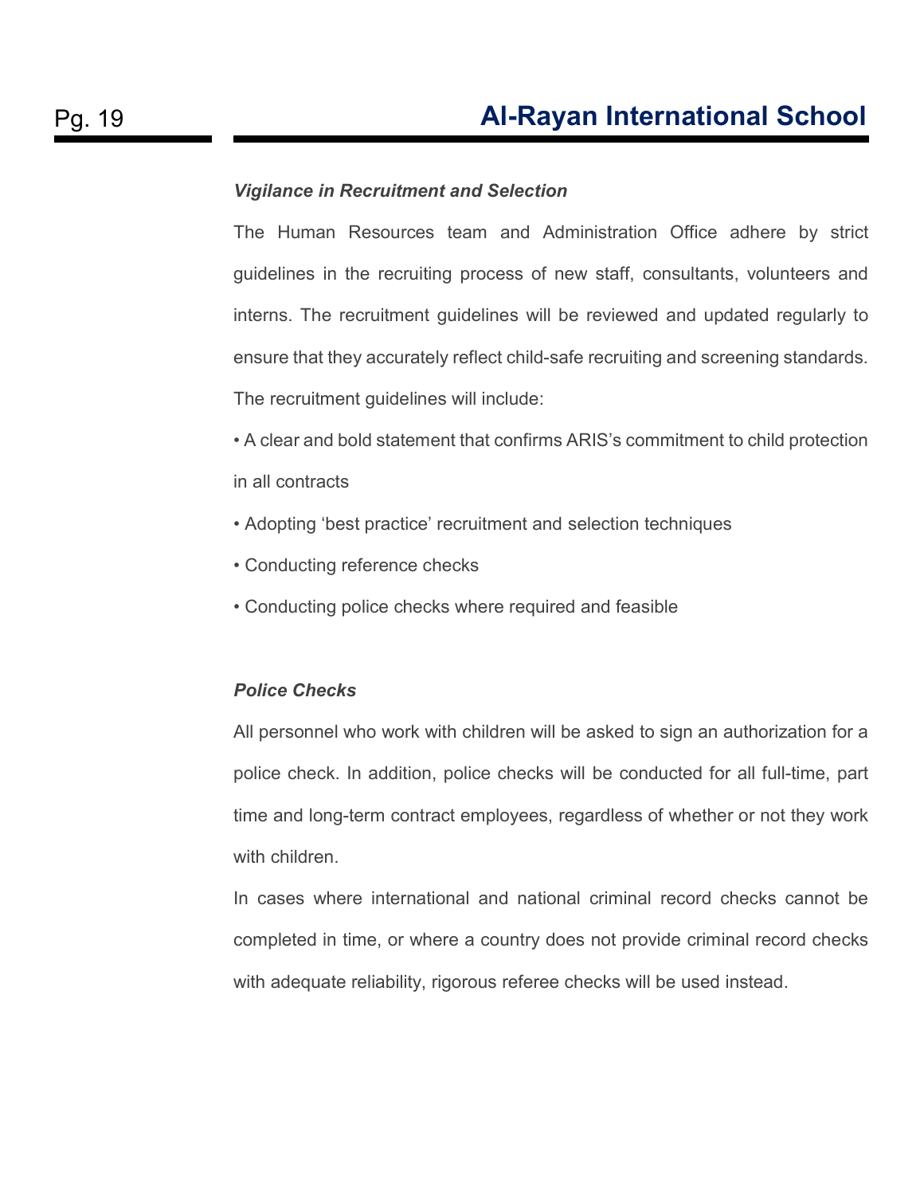***Vigilance in Recruitment and Selection***

The Human Resources team and Administration Office adhere by strict guidelines in the recruiting process of new staff, consultants, volunteers and interns. The recruitment guidelines will be reviewed and updated regularly to ensure that they accurately reflect child-safe recruiting and screening standards. The recruitment guidelines will include:

- A clear and bold statement that confirms ARIS's commitment to child protection in all contracts
- Adopting 'best practice' recruitment and selection techniques
- Conducting reference checks
- Conducting police checks where required and feasible

***Police Checks***

All personnel who work with children will be asked to sign an authorization for a police check. In addition, police checks will be conducted for all full-time, part time and long-term contract employees, regardless of whether or not they work with children.

In cases where international and national criminal record checks cannot be completed in time, or where a country does not provide criminal record checks with adequate reliability, rigorous referee checks will be used instead.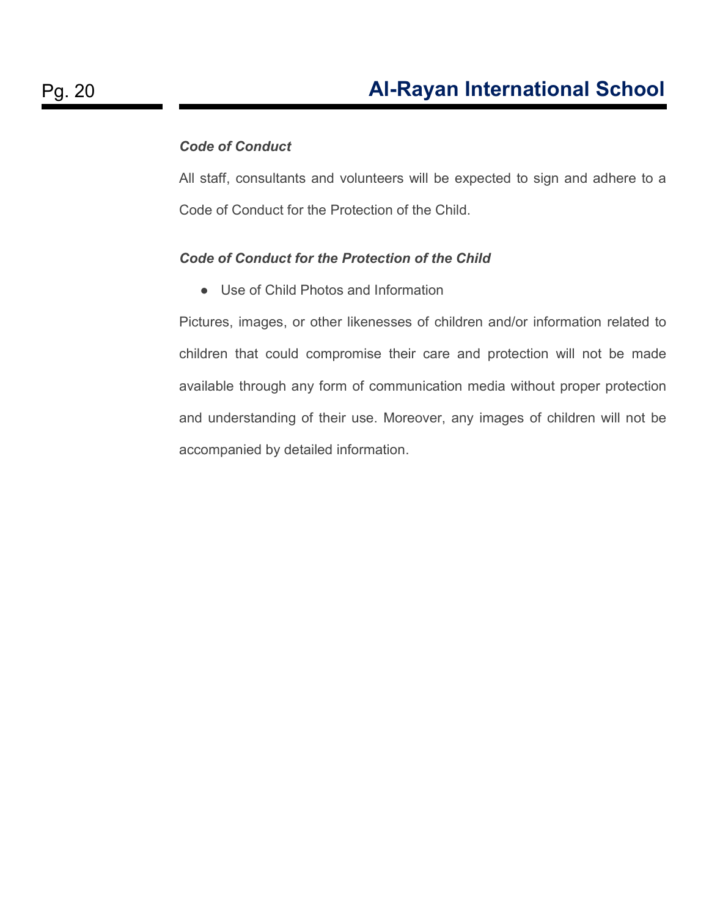***Code of Conduct***

All staff, consultants and volunteers will be expected to sign and adhere to a Code of Conduct for the Protection of the Child.

***Code of Conduct for the Protection of the Child***

- Use of Child Photos and Information

Pictures, images, or other likenesses of children and/or information related to children that could compromise their care and protection will not be made available through any form of communication media without proper protection and understanding of their use. Moreover, any images of children will not be accompanied by detailed information.